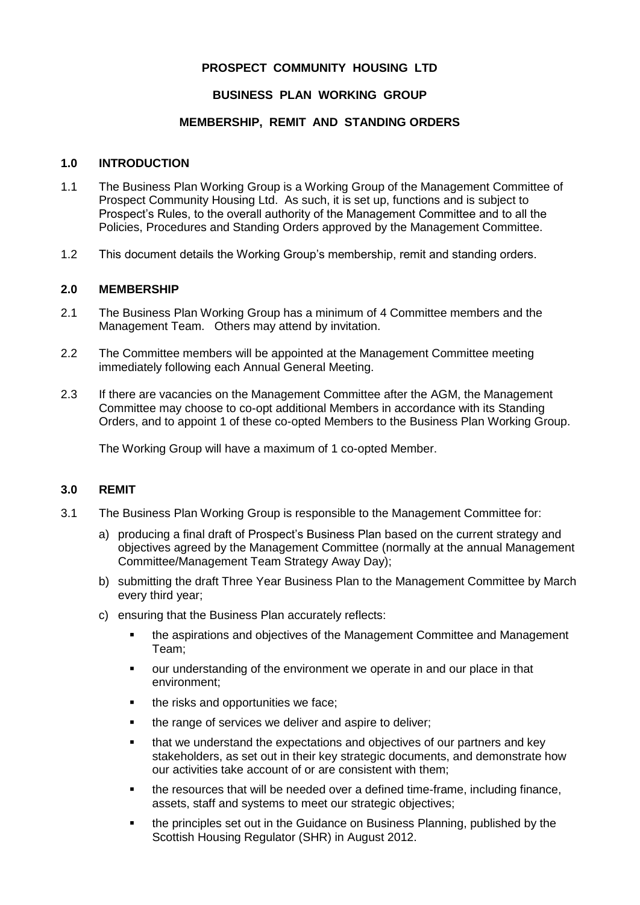# PROSPECT COMMUNITY HOUSING LTD

## BUSINESS PLAN WORKING GROUP

## MEMBERSHIP, REMIT AND STANDING ORDERS

### 1.0 INTRODUCTION

1.1 The Business Plan Working Group is a Working Group of the Management Committee of Prospect Community Housing Ltd. As such, it is set up, functions and is subject to Prospect's Rules, to the overall authority of the Management Committee and to all the Policies, Procedures and Standing Orders approved by the Management Committee.

1.2 This document details the Working Group's membership, remit and standing orders.

### 2.0 MEMBERSHIP

2.1 The Business Plan Working Group has a minimum of 4 Committee members and the Management Team. Others may attend by invitation.

2.2 The Committee members will be appointed at the Management Committee meeting immediately following each Annual General Meeting.

2.3 If there are vacancies on the Management Committee after the AGM, the Management Committee may choose to co-opt additional Members in accordance with its Standing Orders, and to appoint 1 of these co-opted Members to the Business Plan Working Group.

The Working Group will have a maximum of 1 co-opted Member.

### 3.0 REMIT

3.1 The Business Plan Working Group is responsible to the Management Committee for:

a) producing a final draft of Prospect's Business Plan based on the current strategy and objectives agreed by the Management Committee (normally at the annual Management Committee/Management Team Strategy Away Day);

b) submitting the draft Three Year Business Plan to the Management Committee by March every third year;

c) ensuring that the Business Plan accurately reflects:

- the aspirations and objectives of the Management Committee and Management Team;
- our understanding of the environment we operate in and our place in that environment;
- the risks and opportunities we face;
- the range of services we deliver and aspire to deliver;
- that we understand the expectations and objectives of our partners and key stakeholders, as set out in their key strategic documents, and demonstrate how our activities take account of or are consistent with them;
- the resources that will be needed over a defined time-frame, including finance, assets, staff and systems to meet our strategic objectives;
- the principles set out in the Guidance on Business Planning, published by the Scottish Housing Regulator (SHR) in August 2012.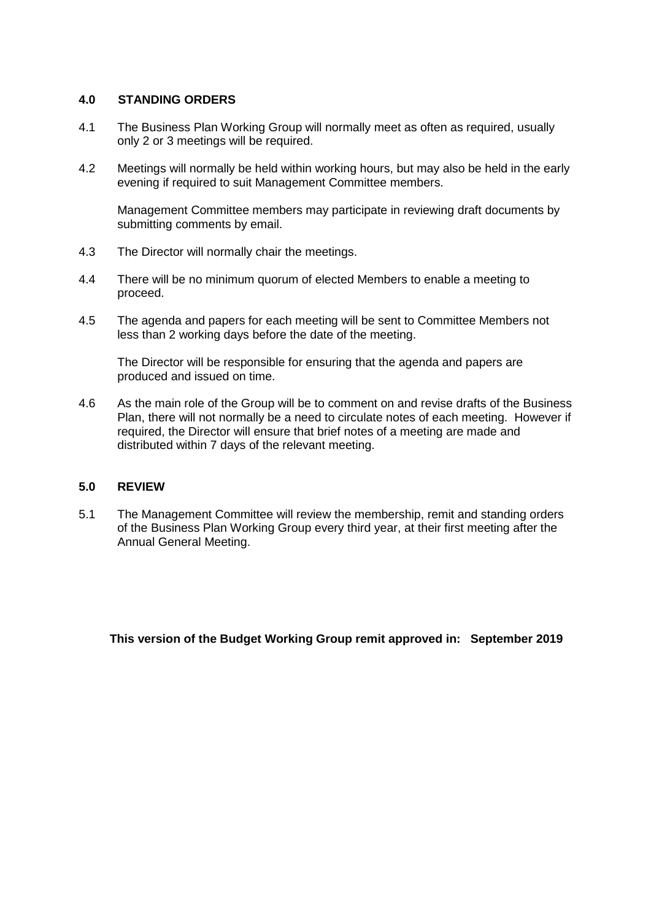## 4.0 STANDING ORDERS

4.1 The Business Plan Working Group will normally meet as often as required, usually only 2 or 3 meetings will be required.

4.2 Meetings will normally be held within working hours, but may also be held in the early evening if required to suit Management Committee members.

Management Committee members may participate in reviewing draft documents by submitting comments by email.

4.3 The Director will normally chair the meetings.

4.4 There will be no minimum quorum of elected Members to enable a meeting to proceed.

4.5 The agenda and papers for each meeting will be sent to Committee Members not less than 2 working days before the date of the meeting.

The Director will be responsible for ensuring that the agenda and papers are produced and issued on time.

4.6 As the main role of the Group will be to comment on and revise drafts of the Business Plan, there will not normally be a need to circulate notes of each meeting. However if required, the Director will ensure that brief notes of a meeting are made and distributed within 7 days of the relevant meeting.

## 5.0 REVIEW

5.1 The Management Committee will review the membership, remit and standing orders of the Business Plan Working Group every third year, at their first meeting after the Annual General Meeting.

**This version of the Budget Working Group remit approved in: September 2019**